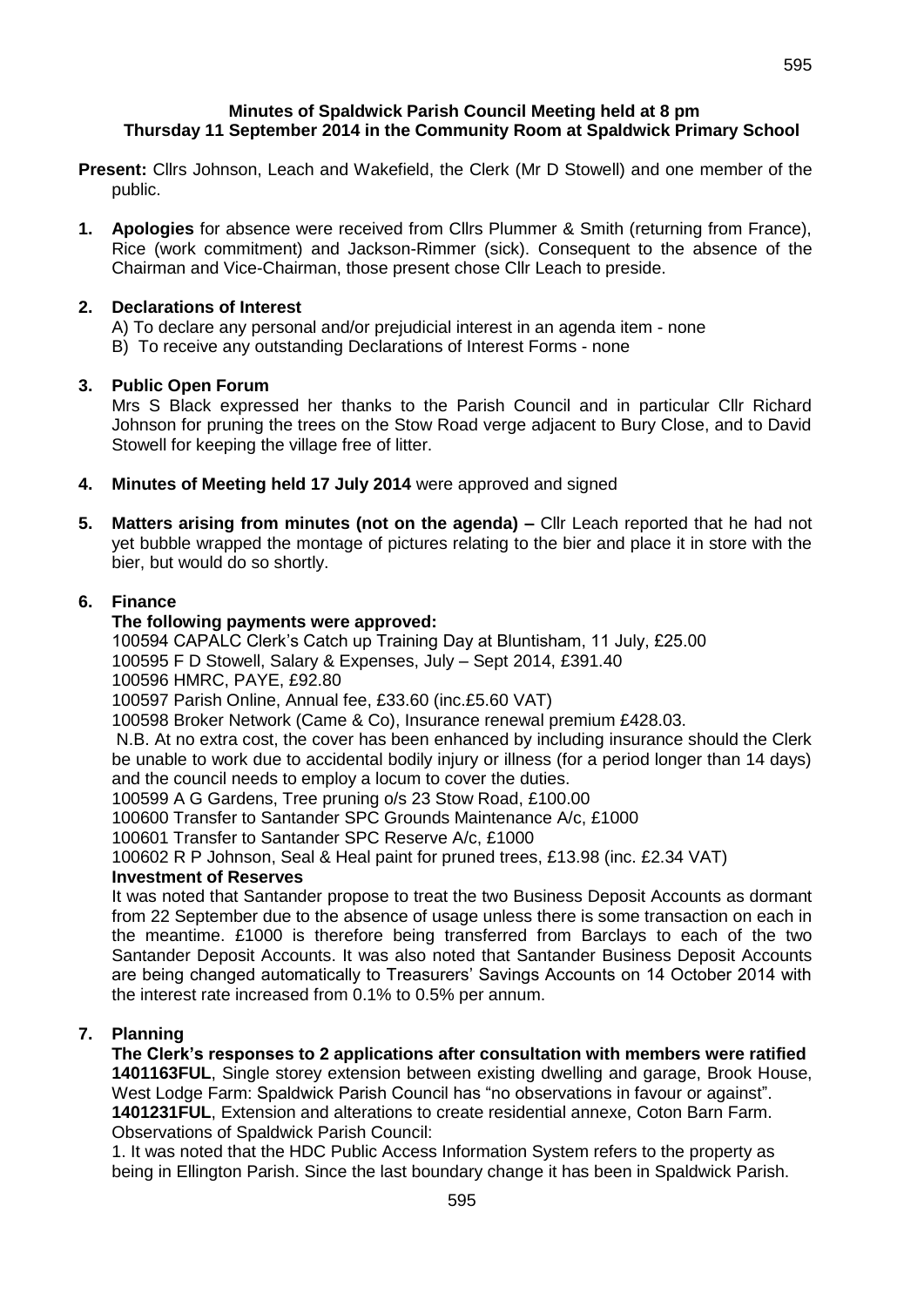**Minutes of Spaldwick Parish Council Meeting held at 8 pm**
**Thursday 11 September 2014 in the Community Room at Spaldwick Primary School**

**Present:** Cllrs Johnson, Leach and Wakefield, the Clerk (Mr D Stowell) and one member of the public.

1. **Apologies** for absence were received from Cllrs Plummer & Smith (returning from France), Rice (work commitment) and Jackson-Rimmer (sick). Consequent to the absence of the Chairman and Vice-Chairman, those present chose Cllr Leach to preside.

2. **Declarations of Interest**
   A) To declare any personal and/or prejudicial interest in an agenda item - none
   B) To receive any outstanding Declarations of Interest Forms - none

3. **Public Open Forum**
   Mrs S Black expressed her thanks to the Parish Council and in particular Cllr Richard Johnson for pruning the trees on the Stow Road verge adjacent to Bury Close, and to David Stowell for keeping the village free of litter.

4. **Minutes of Meeting held 17 July 2014** were approved and signed

5. **Matters arising from minutes (not on the agenda) –** Cllr Leach reported that he had not yet bubble wrapped the montage of pictures relating to the bier and place it in store with the bier, but would do so shortly.

6. **Finance**

   **The following payments were approved:**
   100594 CAPALC Clerk's Catch up Training Day at Bluntisham, 11 July, £25.00
   100595 F D Stowell, Salary & Expenses, July – Sept 2014, £391.40
   100596 HMRC, PAYE, £92.80
   100597 Parish Online, Annual fee, £33.60 (inc.£5.60 VAT)
   100598 Broker Network (Came & Co), Insurance renewal premium £428.03.
   N.B. At no extra cost, the cover has been enhanced by including insurance should the Clerk be unable to work due to accidental bodily injury or illness (for a period longer than 14 days) and the council needs to employ a locum to cover the duties.
   100599 A G Gardens, Tree pruning o/s 23 Stow Road, £100.00
   100600 Transfer to Santander SPC Grounds Maintenance A/c, £1000
   100601 Transfer to Santander SPC Reserve A/c, £1000
   100602 R P Johnson, Seal & Heal paint for pruned trees, £13.98 (inc. £2.34 VAT)

   **Investment of Reserves**
   It was noted that Santander propose to treat the two Business Deposit Accounts as dormant from 22 September due to the absence of usage unless there is some transaction on each in the meantime. £1000 is therefore being transferred from Barclays to each of the two Santander Deposit Accounts. It was also noted that Santander Business Deposit Accounts are being changed automatically to Treasurers' Savings Accounts on 14 October 2014 with the interest rate increased from 0.1% to 0.5% per annum.

7. **Planning**

   **The Clerk's responses to 2 applications after consultation with members were ratified**
   **1401163FUL**, Single storey extension between existing dwelling and garage, Brook House, West Lodge Farm: Spaldwick Parish Council has "no observations in favour or against".
   **1401231FUL**, Extension and alterations to create residential annexe, Coton Barn Farm.
   Observations of Spaldwick Parish Council:
   1. It was noted that the HDC Public Access Information System refers to the property as being in Ellington Parish. Since the last boundary change it has been in Spaldwick Parish.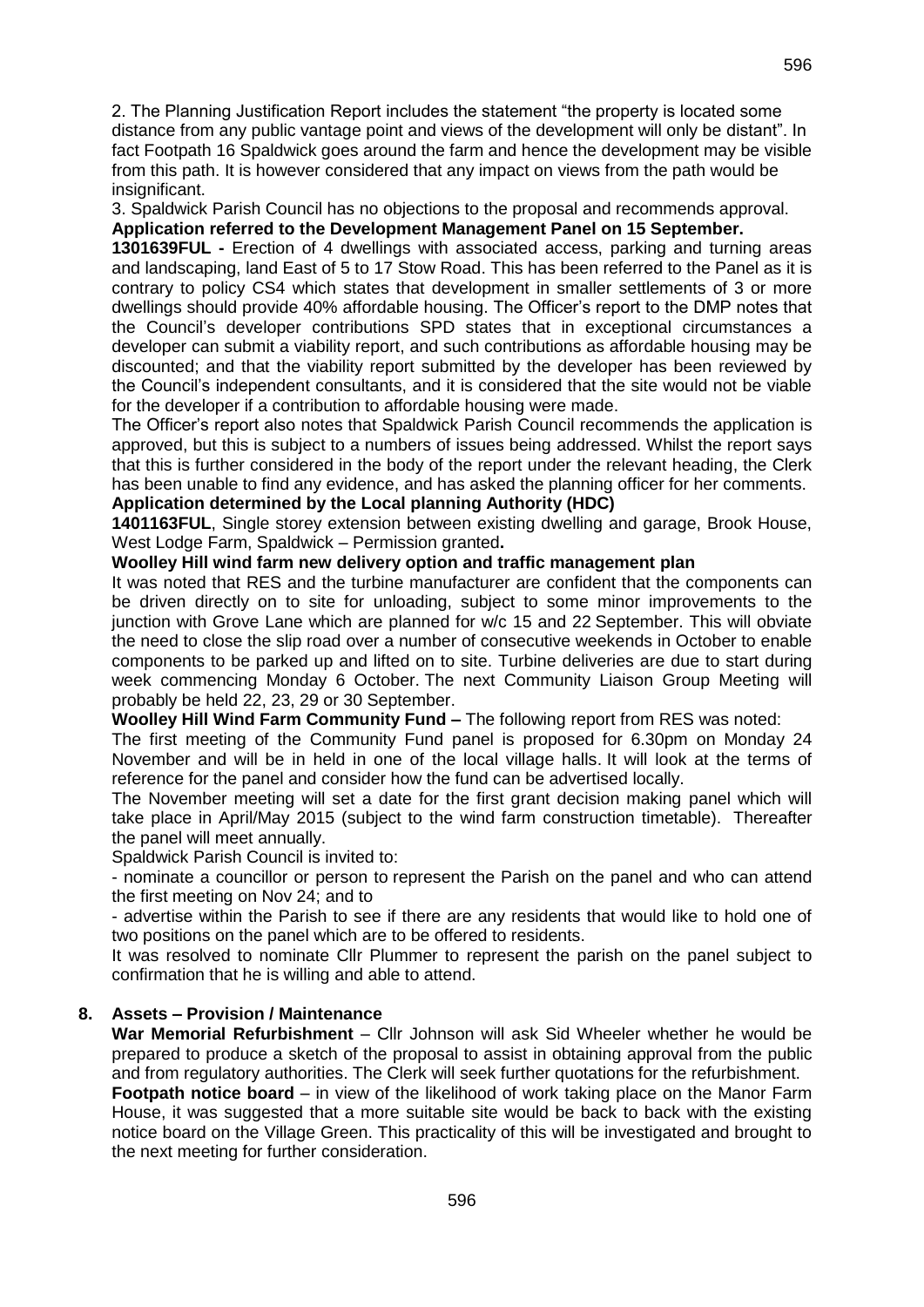2. The Planning Justification Report includes the statement "the property is located some distance from any public vantage point and views of the development will only be distant". In fact Footpath 16 Spaldwick goes around the farm and hence the development may be visible from this path. It is however considered that any impact on views from the path would be insignificant.

3. Spaldwick Parish Council has no objections to the proposal and recommends approval.

**Application referred to the Development Management Panel on 15 September.**

**1301639FUL -** Erection of 4 dwellings with associated access, parking and turning areas and landscaping, land East of 5 to 17 Stow Road. This has been referred to the Panel as it is contrary to policy CS4 which states that development in smaller settlements of 3 or more dwellings should provide 40% affordable housing. The Officer's report to the DMP notes that the Council's developer contributions SPD states that in exceptional circumstances a developer can submit a viability report, and such contributions as affordable housing may be discounted; and that the viability report submitted by the developer has been reviewed by the Council's independent consultants, and it is considered that the site would not be viable for the developer if a contribution to affordable housing were made.

The Officer's report also notes that Spaldwick Parish Council recommends the application is approved, but this is subject to a numbers of issues being addressed. Whilst the report says that this is further considered in the body of the report under the relevant heading, the Clerk has been unable to find any evidence, and has asked the planning officer for her comments.

**Application determined by the Local planning Authority (HDC)**

**1401163FUL**, Single storey extension between existing dwelling and garage, Brook House, West Lodge Farm, Spaldwick – Permission granted**.**

**Woolley Hill wind farm new delivery option and traffic management plan**

It was noted that RES and the turbine manufacturer are confident that the components can be driven directly on to site for unloading, subject to some minor improvements to the junction with Grove Lane which are planned for w/c 15 and 22 September. This will obviate the need to close the slip road over a number of consecutive weekends in October to enable components to be parked up and lifted on to site. Turbine deliveries are due to start during week commencing Monday 6 October. The next Community Liaison Group Meeting will probably be held 22, 23, 29 or 30 September.

**Woolley Hill Wind Farm Community Fund –** The following report from RES was noted:

The first meeting of the Community Fund panel is proposed for 6.30pm on Monday 24 November and will be in held in one of the local village halls. It will look at the terms of reference for the panel and consider how the fund can be advertised locally.

The November meeting will set a date for the first grant decision making panel which will take place in April/May 2015 (subject to the wind farm construction timetable). Thereafter the panel will meet annually.

Spaldwick Parish Council is invited to:

- nominate a councillor or person to represent the Parish on the panel and who can attend the first meeting on Nov 24; and to
- advertise within the Parish to see if there are any residents that would like to hold one of two positions on the panel which are to be offered to residents.

It was resolved to nominate Cllr Plummer to represent the parish on the panel subject to confirmation that he is willing and able to attend.

## 8. Assets – Provision / Maintenance

**War Memorial Refurbishment** – Cllr Johnson will ask Sid Wheeler whether he would be prepared to produce a sketch of the proposal to assist in obtaining approval from the public and from regulatory authorities. The Clerk will seek further quotations for the refurbishment.

**Footpath notice board** – in view of the likelihood of work taking place on the Manor Farm House, it was suggested that a more suitable site would be back to back with the existing notice board on the Village Green. This practicality of this will be investigated and brought to the next meeting for further consideration.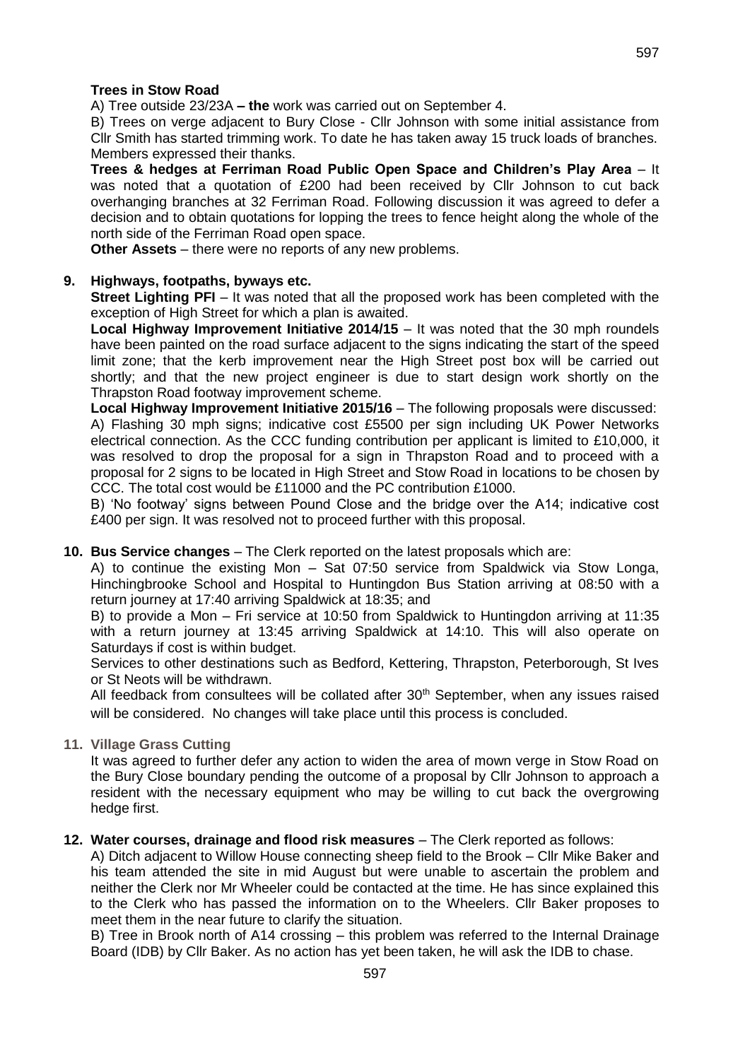**Trees in Stow Road**

A) Tree outside 23/23A **– the** work was carried out on September 4.

B) Trees on verge adjacent to Bury Close - Cllr Johnson with some initial assistance from Cllr Smith has started trimming work. To date he has taken away 15 truck loads of branches. Members expressed their thanks.

**Trees & hedges at Ferriman Road Public Open Space and Children's Play Area** – It was noted that a quotation of £200 had been received by Cllr Johnson to cut back overhanging branches at 32 Ferriman Road. Following discussion it was agreed to defer a decision and to obtain quotations for lopping the trees to fence height along the whole of the north side of the Ferriman Road open space.

**Other Assets** – there were no reports of any new problems.

**9. Highways, footpaths, byways etc.**

**Street Lighting PFI** – It was noted that all the proposed work has been completed with the exception of High Street for which a plan is awaited.

**Local Highway Improvement Initiative 2014/15** – It was noted that the 30 mph roundels have been painted on the road surface adjacent to the signs indicating the start of the speed limit zone; that the kerb improvement near the High Street post box will be carried out shortly; and that the new project engineer is due to start design work shortly on the Thrapston Road footway improvement scheme.

**Local Highway Improvement Initiative 2015/16** – The following proposals were discussed:

A) Flashing 30 mph signs; indicative cost £5500 per sign including UK Power Networks electrical connection. As the CCC funding contribution per applicant is limited to £10,000, it was resolved to drop the proposal for a sign in Thrapston Road and to proceed with a proposal for 2 signs to be located in High Street and Stow Road in locations to be chosen by CCC. The total cost would be £11000 and the PC contribution £1000.

B) 'No footway' signs between Pound Close and the bridge over the A14; indicative cost £400 per sign. It was resolved not to proceed further with this proposal.

**10. Bus Service changes** – The Clerk reported on the latest proposals which are:

A) to continue the existing Mon – Sat 07:50 service from Spaldwick via Stow Longa, Hinchingbrooke School and Hospital to Huntingdon Bus Station arriving at 08:50 with a return journey at 17:40 arriving Spaldwick at 18:35; and

B) to provide a Mon – Fri service at 10:50 from Spaldwick to Huntingdon arriving at 11:35 with a return journey at 13:45 arriving Spaldwick at 14:10. This will also operate on Saturdays if cost is within budget.

Services to other destinations such as Bedford, Kettering, Thrapston, Peterborough, St Ives or St Neots will be withdrawn.

All feedback from consultees will be collated after 30th September, when any issues raised will be considered. No changes will take place until this process is concluded.

**11. Village Grass Cutting**

It was agreed to further defer any action to widen the area of mown verge in Stow Road on the Bury Close boundary pending the outcome of a proposal by Cllr Johnson to approach a resident with the necessary equipment who may be willing to cut back the overgrowing hedge first.

**12. Water courses, drainage and flood risk measures** – The Clerk reported as follows:

A) Ditch adjacent to Willow House connecting sheep field to the Brook – Cllr Mike Baker and his team attended the site in mid August but were unable to ascertain the problem and neither the Clerk nor Mr Wheeler could be contacted at the time. He has since explained this to the Clerk who has passed the information on to the Wheelers. Cllr Baker proposes to meet them in the near future to clarify the situation.

B) Tree in Brook north of A14 crossing – this problem was referred to the Internal Drainage Board (IDB) by Cllr Baker. As no action has yet been taken, he will ask the IDB to chase.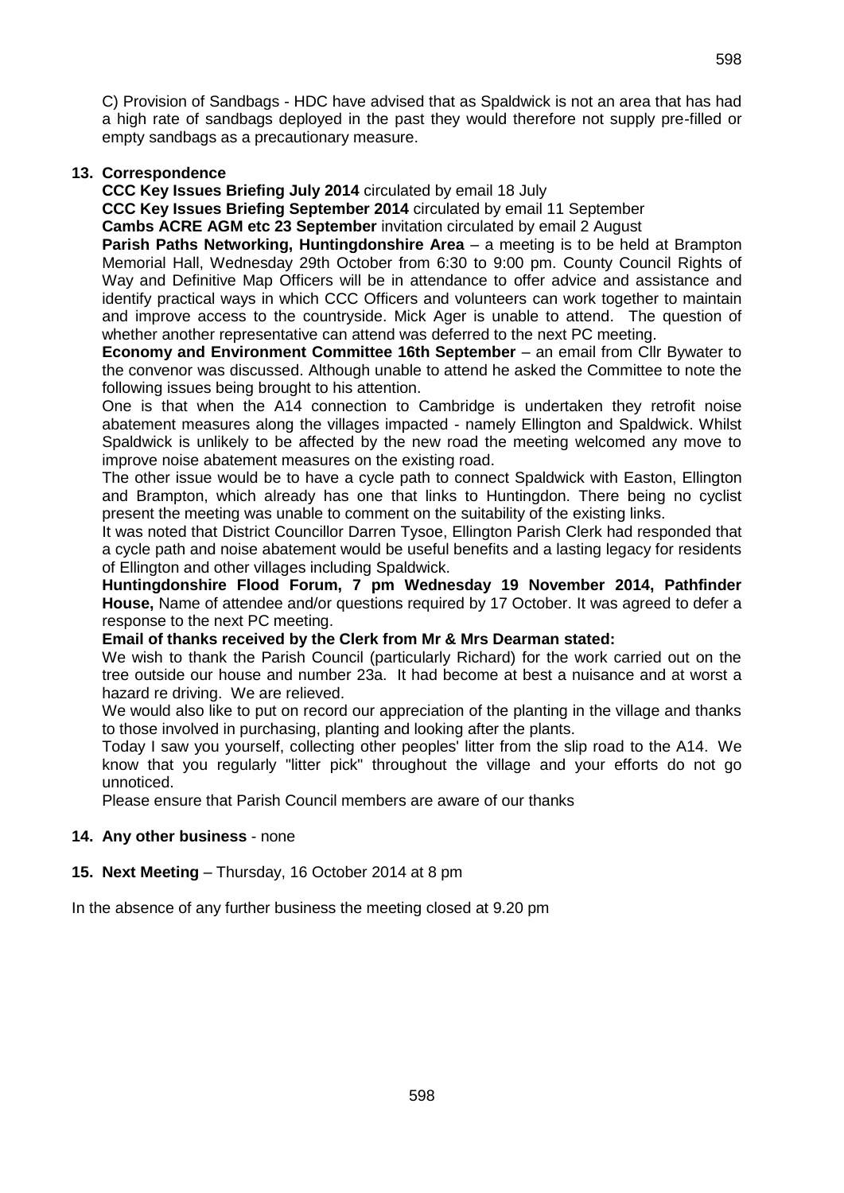C) Provision of Sandbags - HDC have advised that as Spaldwick is not an area that has had a high rate of sandbags deployed in the past they would therefore not supply pre-filled or empty sandbags as a precautionary measure.

**13. Correspondence**

**CCC Key Issues Briefing July 2014** circulated by email 18 July

**CCC Key Issues Briefing September 2014** circulated by email 11 September

**Cambs ACRE AGM etc 23 September** invitation circulated by email 2 August

**Parish Paths Networking, Huntingdonshire Area** – a meeting is to be held at Brampton Memorial Hall, Wednesday 29th October from 6:30 to 9:00 pm. County Council Rights of Way and Definitive Map Officers will be in attendance to offer advice and assistance and identify practical ways in which CCC Officers and volunteers can work together to maintain and improve access to the countryside. Mick Ager is unable to attend. The question of whether another representative can attend was deferred to the next PC meeting.

**Economy and Environment Committee 16th September** – an email from Cllr Bywater to the convenor was discussed. Although unable to attend he asked the Committee to note the following issues being brought to his attention.

One is that when the A14 connection to Cambridge is undertaken they retrofit noise abatement measures along the villages impacted - namely Ellington and Spaldwick. Whilst Spaldwick is unlikely to be affected by the new road the meeting welcomed any move to improve noise abatement measures on the existing road.

The other issue would be to have a cycle path to connect Spaldwick with Easton, Ellington and Brampton, which already has one that links to Huntingdon. There being no cyclist present the meeting was unable to comment on the suitability of the existing links.

It was noted that District Councillor Darren Tysoe, Ellington Parish Clerk had responded that a cycle path and noise abatement would be useful benefits and a lasting legacy for residents of Ellington and other villages including Spaldwick.

**Huntingdonshire Flood Forum, 7 pm Wednesday 19 November 2014, Pathfinder House,** Name of attendee and/or questions required by 17 October. It was agreed to defer a response to the next PC meeting.

**Email of thanks received by the Clerk from Mr & Mrs Dearman stated:**

We wish to thank the Parish Council (particularly Richard) for the work carried out on the tree outside our house and number 23a. It had become at best a nuisance and at worst a hazard re driving. We are relieved.

We would also like to put on record our appreciation of the planting in the village and thanks to those involved in purchasing, planting and looking after the plants.

Today I saw you yourself, collecting other peoples' litter from the slip road to the A14. We know that you regularly "litter pick" throughout the village and your efforts do not go unnoticed.

Please ensure that Parish Council members are aware of our thanks

**14. Any other business** - none

**15. Next Meeting** – Thursday, 16 October 2014 at 8 pm

In the absence of any further business the meeting closed at 9.20 pm